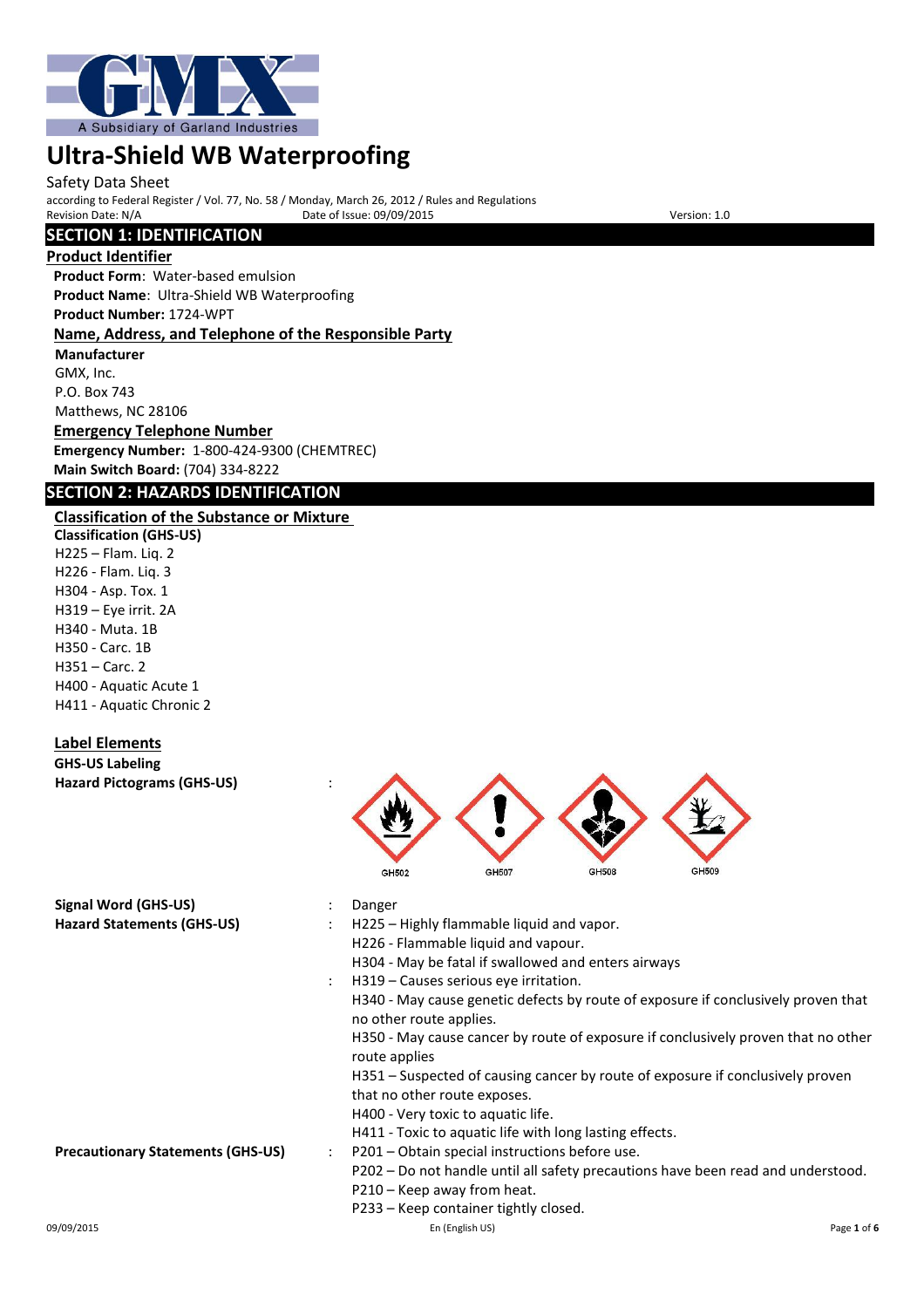GMX
A Subsidiary of Garland Industries

# Ultra-Shield WB Waterproofing

Safety Data Sheet

according to Federal Register / Vol. 77, No. 58 / Monday, March 26, 2012 / Rules and Regulations

Revision Date: N/A    Date of Issue: 09/09/2015    Version: 1.0

## SECTION 1: IDENTIFICATION

### Product Identifier

**Product Form**: Water-based emulsion

**Product Name**: Ultra-Shield WB Waterproofing

**Product Number:** 1724-WPT

### Name, Address, and Telephone of the Responsible Party

**Manufacturer**

GMX, Inc.
P.O. Box 743
Matthews, NC 28106

### Emergency Telephone Number

**Emergency Number:** 1-800-424-9300 (CHEMTREC)

**Main Switch Board:** (704) 334-8222

## SECTION 2: HAZARDS IDENTIFICATION

### Classification of the Substance or Mixture

**Classification (GHS-US)**

H225 – Flam. Liq. 2
H226 - Flam. Liq. 3
H304 - Asp. Tox. 1
H319 – Eye irrit. 2A
H340 - Muta. 1B
H350 - Carc. 1B
H351 – Carc. 2
H400 - Aquatic Acute 1
H411 - Aquatic Chronic 2

### Label Elements

**GHS-US Labeling**

**Hazard Pictograms (GHS-US)** :

GHS02 GHS07 GHS08 GHS09

**Signal Word (GHS-US)** : Danger

**Hazard Statements (GHS-US)** :

H225 – Highly flammable liquid and vapor.
H226 - Flammable liquid and vapour.
H304 - May be fatal if swallowed and enters airways
H319 – Causes serious eye irritation.
H340 - May cause genetic defects by route of exposure if conclusively proven that no other route applies.
H350 - May cause cancer by route of exposure if conclusively proven that no other route applies
H351 – Suspected of causing cancer by route of exposure if conclusively proven that no other route exposes.
H400 - Very toxic to aquatic life.
H411 - Toxic to aquatic life with long lasting effects.

**Precautionary Statements (GHS-US)** :

P201 – Obtain special instructions before use.
P202 – Do not handle until all safety precautions have been read and understood.
P210 – Keep away from heat.
P233 – Keep container tightly closed.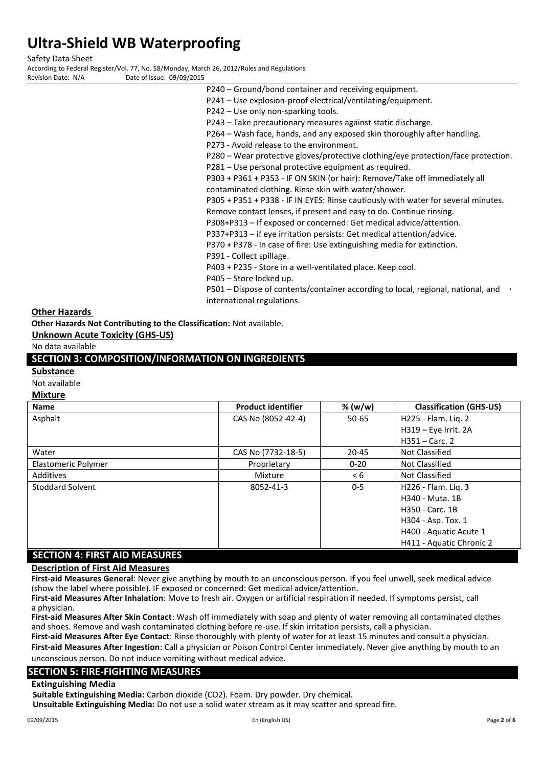P240 – Ground/bond container and receiving equipment.
P241 – Use explosion-proof electrical/ventilating/equipment.
P242 – Use only non-sparking tools.
P243 – Take precautionary measures against static discharge.
P264 – Wash face, hands, and any exposed skin thoroughly after handling.
P273 - Avoid release to the environment.
P280 – Wear protective gloves/protective clothing/eye protection/face protection.
P281 – Use personal protective equipment as required.
P303 + P361 + P353 - IF ON SKIN (or hair): Remove/Take off immediately all contaminated clothing. Rinse skin with water/shower.
P305 + P351 + P338 - IF IN EYES: Rinse cautiously with water for several minutes. Remove contact lenses, if present and easy to do. Continue rinsing.
P308+P313 – If exposed or concerned: Get medical advice/attention.
P337+P313 – if eye irritation persists: Get medical attention/advice.
P370 + P378 - In case of fire: Use extinguishing media for extinction.
P391 - Collect spillage.
P403 + P235 - Store in a well-ventilated place. Keep cool.
P405 – Store locked up.
P501 – Dispose of contents/container according to local, regional, national, and international regulations.

**Other Hazards**

**Other Hazards Not Contributing to the Classification:** Not available.

**Unknown Acute Toxicity (GHS-US)**

No data available

## SECTION 3: COMPOSITION/INFORMATION ON INGREDIENTS

**Substance**

Not available

**Mixture**

| Name | Product identifier | % (w/w) | Classification (GHS-US) |
|---|---|---|---|
| Asphalt | CAS No (8052-42-4) | 50-65 | H225 - Flam. Liq. 2<br>H319 – Eye Irrit. 2A<br>H351 – Carc. 2 |
| Water | CAS No (7732-18-5) | 20-45 | Not Classified |
| Elastomeric Polymer | Proprietary | 0-20 | Not Classified |
| Additives | Mixture | < 6 | Not Classified |
| Stoddard Solvent | 8052-41-3 | 0-5 | H226 - Flam. Liq. 3<br>H340 - Muta. 1B<br>H350 - Carc. 1B<br>H304 - Asp. Tox. 1<br>H400 - Aquatic Acute 1<br>H411 - Aquatic Chronic 2 |

## SECTION 4: FIRST AID MEASURES

**Description of First Aid Measures**

**First-aid Measures General**: Never give anything by mouth to an unconscious person. If you feel unwell, seek medical advice (show the label where possible). IF exposed or concerned: Get medical advice/attention.

**First-aid Measures After Inhalation**: Move to fresh air. Oxygen or artificial respiration if needed. If symptoms persist, call a physician.

**First-aid Measures After Skin Contact**: Wash off immediately with soap and plenty of water removing all contaminated clothes and shoes. Remove and wash contaminated clothing before re-use. If skin irritation persists, call a physician.

**First-aid Measures After Eye Contact**: Rinse thoroughly with plenty of water for at least 15 minutes and consult a physician.

**First-aid Measures After Ingestion**: Call a physician or Poison Control Center immediately. Never give anything by mouth to an unconscious person. Do not induce vomiting without medical advice.

## SECTION 5: FIRE-FIGHTING MEASURES

**Extinguishing Media**

**Suitable Extinguishing Media:** Carbon dioxide ($CO_2$). Foam. Dry powder. Dry chemical.

**Unsuitable Extinguishing Media:** Do not use a solid water stream as it may scatter and spread fire.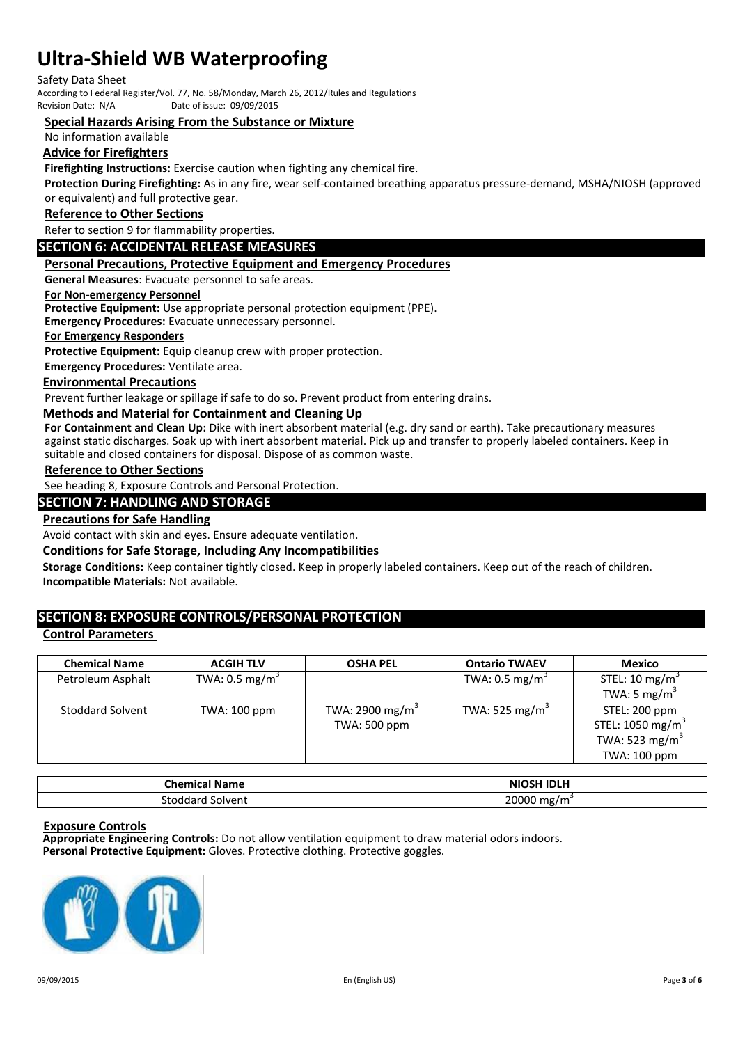### Special Hazards Arising From the Substance or Mixture

No information available

### Advice for Firefighters

**Firefighting Instructions:** Exercise caution when fighting any chemical fire.

**Protection During Firefighting:** As in any fire, wear self-contained breathing apparatus pressure-demand, MSHA/NIOSH (approved or equivalent) and full protective gear.

### Reference to Other Sections

Refer to section 9 for flammability properties.

## SECTION 6: ACCIDENTAL RELEASE MEASURES

### Personal Precautions, Protective Equipment and Emergency Procedures

**General Measures**: Evacuate personnel to safe areas.

**For Non-emergency Personnel**

**Protective Equipment:** Use appropriate personal protection equipment (PPE).

**Emergency Procedures:** Evacuate unnecessary personnel.

**For Emergency Responders**

**Protective Equipment:** Equip cleanup crew with proper protection.

**Emergency Procedures:** Ventilate area.

### Environmental Precautions

Prevent further leakage or spillage if safe to do so. Prevent product from entering drains.

### Methods and Material for Containment and Cleaning Up

**For Containment and Clean Up:** Dike with inert absorbent material (e.g. dry sand or earth). Take precautionary measures against static discharges. Soak up with inert absorbent material. Pick up and transfer to properly labeled containers. Keep in suitable and closed containers for disposal. Dispose of as common waste.

### Reference to Other Sections

See heading 8, Exposure Controls and Personal Protection.

## SECTION 7: HANDLING AND STORAGE

### Precautions for Safe Handling

Avoid contact with skin and eyes. Ensure adequate ventilation.

### Conditions for Safe Storage, Including Any Incompatibilities

**Storage Conditions:** Keep container tightly closed. Keep in properly labeled containers. Keep out of the reach of children.

**Incompatible Materials:** Not available.

## SECTION 8: EXPOSURE CONTROLS/PERSONAL PROTECTION

### Control Parameters

| Chemical Name | ACGIH TLV | OSHA PEL | Ontario TWAEV | Mexico |
|---|---|---|---|---|
| Petroleum Asphalt | TWA: 0.5 mg/$m^3$ | | TWA: 0.5 mg/$m^3$ | STEL: 10 mg/$m^3$<br>TWA: 5 mg/$m^3$ |
| Stoddard Solvent | TWA: 100 ppm | TWA: 2900 mg/$m^3$<br>TWA: 500 ppm | TWA: 525 mg/$m^3$ | STEL: 200 ppm<br>STEL: 1050 mg/$m^3$<br>TWA: 523 mg/$m^3$<br>TWA: 100 ppm |

| Chemical Name | NIOSH IDLH |
|---|---|
| Stoddard Solvent | 20000 mg/$m^3$ |

### Exposure Controls

**Appropriate Engineering Controls:** Do not allow ventilation equipment to draw material odors indoors.

**Personal Protective Equipment:** Gloves. Protective clothing. Protective goggles.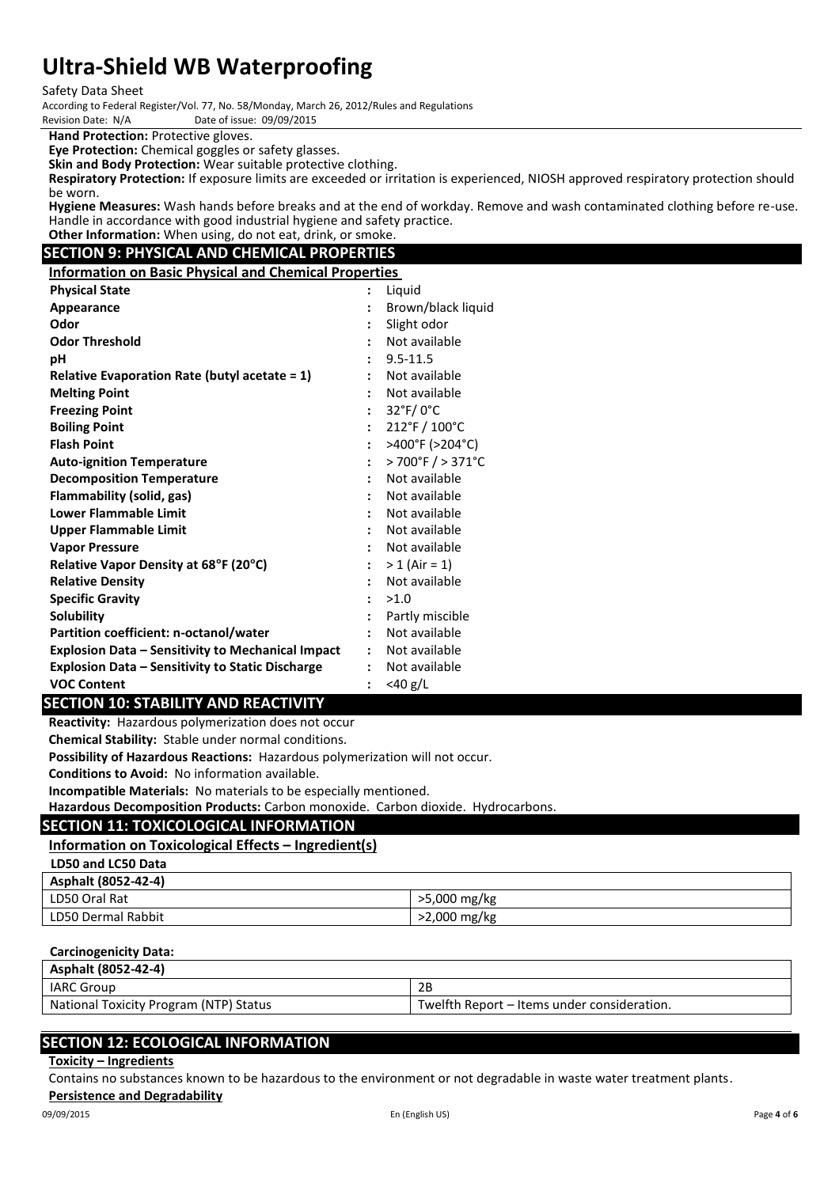**Hand Protection:** Protective gloves.

**Eye Protection:** Chemical goggles or safety glasses.

**Skin and Body Protection:** Wear suitable protective clothing.

**Respiratory Protection:** If exposure limits are exceeded or irritation is experienced, NIOSH approved respiratory protection should be worn.

**Hygiene Measures:** Wash hands before breaks and at the end of workday. Remove and wash contaminated clothing before re-use. Handle in accordance with good industrial hygiene and safety practice.

**Other Information:** When using, do not eat, drink, or smoke.

## SECTION 9: PHYSICAL AND CHEMICAL PROPERTIES

**Information on Basic Physical and Chemical Properties**

| Property | Value |
|---|---|
| **Physical State** | Liquid |
| **Appearance** | Brown/black liquid |
| **Odor** | Slight odor |
| **Odor Threshold** | Not available |
| **pH** | 9.5-11.5 |
| **Relative Evaporation Rate (butyl acetate = 1)** | Not available |
| **Melting Point** | Not available |
| **Freezing Point** | 32°F/ 0°C |
| **Boiling Point** | 212°F / 100°C |
| **Flash Point** | >400°F (>204°C) |
| **Auto-ignition Temperature** | > 700°F / > 371°C |
| **Decomposition Temperature** | Not available |
| **Flammability (solid, gas)** | Not available |
| **Lower Flammable Limit** | Not available |
| **Upper Flammable Limit** | Not available |
| **Vapor Pressure** | Not available |
| **Relative Vapor Density at 68°F (20°C)** | > 1 (Air = 1) |
| **Relative Density** | Not available |
| **Specific Gravity** | >1.0 |
| **Solubility** | Partly miscible |
| **Partition coefficient: n-octanol/water** | Not available |
| **Explosion Data – Sensitivity to Mechanical Impact** | Not available |
| **Explosion Data – Sensitivity to Static Discharge** | Not available |
| **VOC Content** | <40 g/L |

## SECTION 10: STABILITY AND REACTIVITY

**Reactivity:** Hazardous polymerization does not occur

**Chemical Stability:** Stable under normal conditions.

**Possibility of Hazardous Reactions:** Hazardous polymerization will not occur.

**Conditions to Avoid:** No information available.

**Incompatible Materials:** No materials to be especially mentioned.

**Hazardous Decomposition Products:** Carbon monoxide. Carbon dioxide. Hydrocarbons.

## SECTION 11: TOXICOLOGICAL INFORMATION

**Information on Toxicological Effects – Ingredient(s)**

**LD50 and LC50 Data**

| Asphalt (8052-42-4) | |
|---|---|
| LD50 Oral Rat | >5,000 mg/kg |
| LD50 Dermal Rabbit | >2,000 mg/kg |

**Carcinogenicity Data:**

| Asphalt (8052-42-4) | |
|---|---|
| IARC Group | 2B |
| National Toxicity Program (NTP) Status | Twelfth Report – Items under consideration. |

## SECTION 12: ECOLOGICAL INFORMATION

**Toxicity – Ingredients**

Contains no substances known to be hazardous to the environment or not degradable in waste water treatment plants.

**Persistence and Degradability**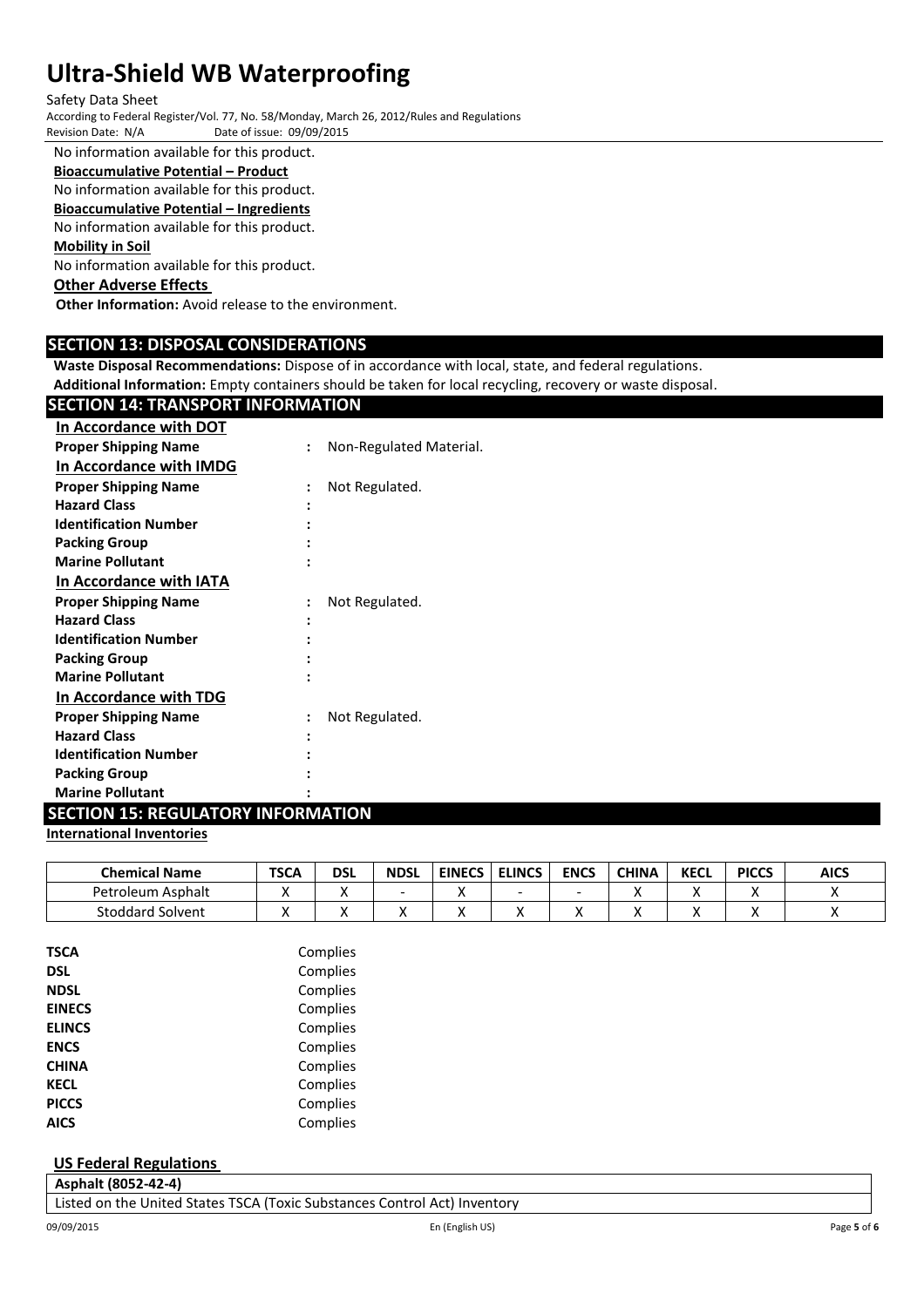No information available for this product.

**Bioaccumulative Potential – Product**

No information available for this product.

**Bioaccumulative Potential – Ingredients**

No information available for this product.

**Mobility in Soil**

No information available for this product.

**Other Adverse Effects**

**Other Information:** Avoid release to the environment.

## SECTION 13: DISPOSAL CONSIDERATIONS

**Waste Disposal Recommendations:** Dispose of in accordance with local, state, and federal regulations.

**Additional Information:** Empty containers should be taken for local recycling, recovery or waste disposal.

## SECTION 14: TRANSPORT INFORMATION

**In Accordance with DOT**

**Proper Shipping Name** : Non-Regulated Material.

**In Accordance with IMDG**

**Proper Shipping Name** : Not Regulated.
**Hazard Class** :
**Identification Number** :
**Packing Group** :
**Marine Pollutant** :

**In Accordance with IATA**

**Proper Shipping Name** : Not Regulated.
**Hazard Class** :
**Identification Number** :
**Packing Group** :
**Marine Pollutant** :

**In Accordance with TDG**

**Proper Shipping Name** : Not Regulated.
**Hazard Class** :
**Identification Number** :
**Packing Group** :
**Marine Pollutant** :

## SECTION 15: REGULATORY INFORMATION

**International Inventories**

| Chemical Name | TSCA | DSL | NDSL | EINECS | ELINCS | ENCS | CHINA | KECL | PICCS | AICS |
|---|---|---|---|---|---|---|---|---|---|---|
| Petroleum Asphalt | X | X | - | X | - | - | X | X | X | X |
| Stoddard Solvent | X | X | X | X | X | X | X | X | X | X |

| | |
|---|---|
| **TSCA** | Complies |
| **DSL** | Complies |
| **NDSL** | Complies |
| **EINECS** | Complies |
| **ELINCS** | Complies |
| **ENCS** | Complies |
| **CHINA** | Complies |
| **KECL** | Complies |
| **PICCS** | Complies |
| **AICS** | Complies |

**US Federal Regulations**

| **Asphalt (8052-42-4)** |
|---|
| Listed on the United States TSCA (Toxic Substances Control Act) Inventory |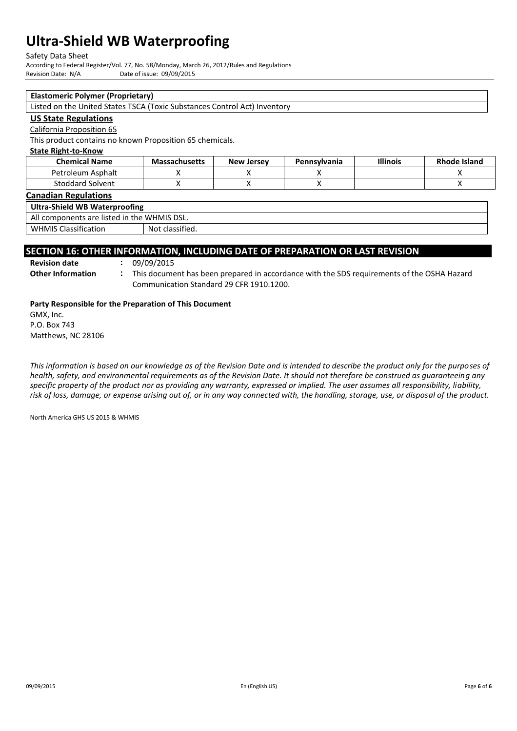| Elastomeric Polymer (Proprietary) |
|---|
| Listed on the United States TSCA (Toxic Substances Control Act) Inventory |

### US State Regulations

California Proposition 65

This product contains no known Proposition 65 chemicals.

**State Right-to-Know**

| Chemical Name | Massachusetts | New Jersey | Pennsylvania | Illinois | Rhode Island |
|---|---|---|---|---|---|
| Petroleum Asphalt | X | X | X | | X |
| Stoddard Solvent | X | X | X | | X |

### Canadian Regulations

| Ultra-Shield WB Waterproofing | |
|---|---|
| All components are listed in the WHMIS DSL. | |
| WHMIS Classification | Not classified. |

## SECTION 16: OTHER INFORMATION, INCLUDING DATE OF PREPARATION OR LAST REVISION

**Revision date** : 09/09/2015

**Other Information** : This document has been prepared in accordance with the SDS requirements of the OSHA Hazard Communication Standard 29 CFR 1910.1200.

**Party Responsible for the Preparation of This Document**

GMX, Inc.
P.O. Box 743
Matthews, NC 28106

*This information is based on our knowledge as of the Revision Date and is intended to describe the product only for the purposes of health, safety, and environmental requirements as of the Revision Date. It should not therefore be construed as guaranteeing any specific property of the product nor as providing any warranty, expressed or implied. The user assumes all responsibility, liability, risk of loss, damage, or expense arising out of, or in any way connected with, the handling, storage, use, or disposal of the product.*

North America GHS US 2015 & WHMIS